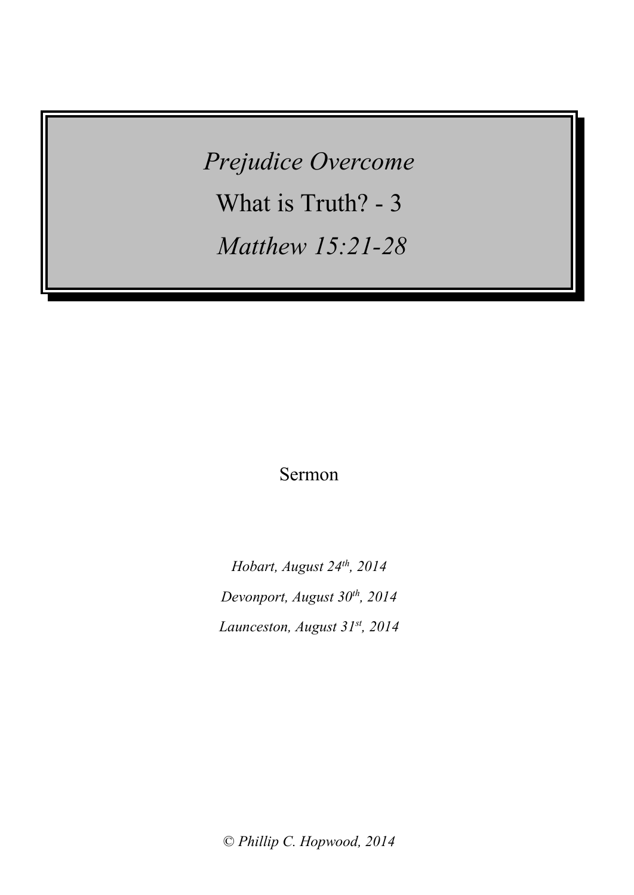# *Prejudice Overcome*

## What is Truth? - 3

### *Matthew 15:21-28*

Sermon

*Hobart, August 24th, 2014*

*Devonport, August 30th, 2014*

*Launceston, August 31st, 2014*

*© Phillip C. Hopwood, 2014*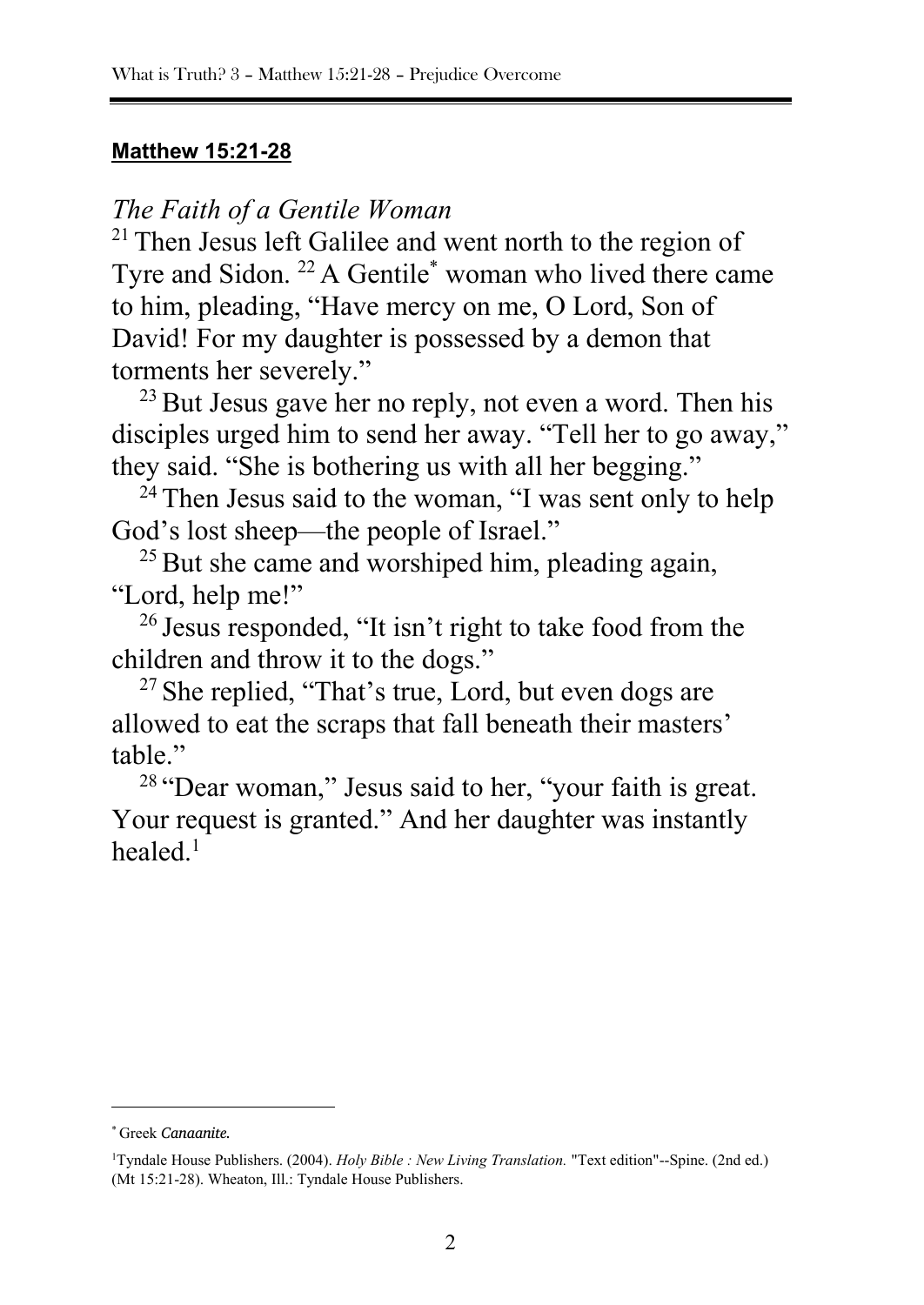**Matthew 15:21-28**

*The Faith of a Gentile Woman*

[21] Then Jesus left Galilee and went north to the region of Tyre and Sidon. [22] A Gentile[*] woman who lived there came to him, pleading, "Have mercy on me, O Lord, Son of David! For my daughter is possessed by a demon that torments her severely."

[23] But Jesus gave her no reply, not even a word. Then his disciples urged him to send her away. "Tell her to go away," they said. "She is bothering us with all her begging."

[24] Then Jesus said to the woman, "I was sent only to help God's lost sheep—the people of Israel."

[25] But she came and worshiped him, pleading again, "Lord, help me!"

[26] Jesus responded, "It isn't right to take food from the children and throw it to the dogs."

[27] She replied, "That's true, Lord, but even dogs are allowed to eat the scraps that fall beneath their masters' table."

[28] "Dear woman," Jesus said to her, "your faith is great. Your request is granted." And her daughter was instantly healed.[1]

---

[*] Greek *Canaanite.*

[1] Tyndale House Publishers. (2004). *Holy Bible : New Living Translation.* "Text edition"--Spine. (2nd ed.) (Mt 15:21-28). Wheaton, Ill.: Tyndale House Publishers.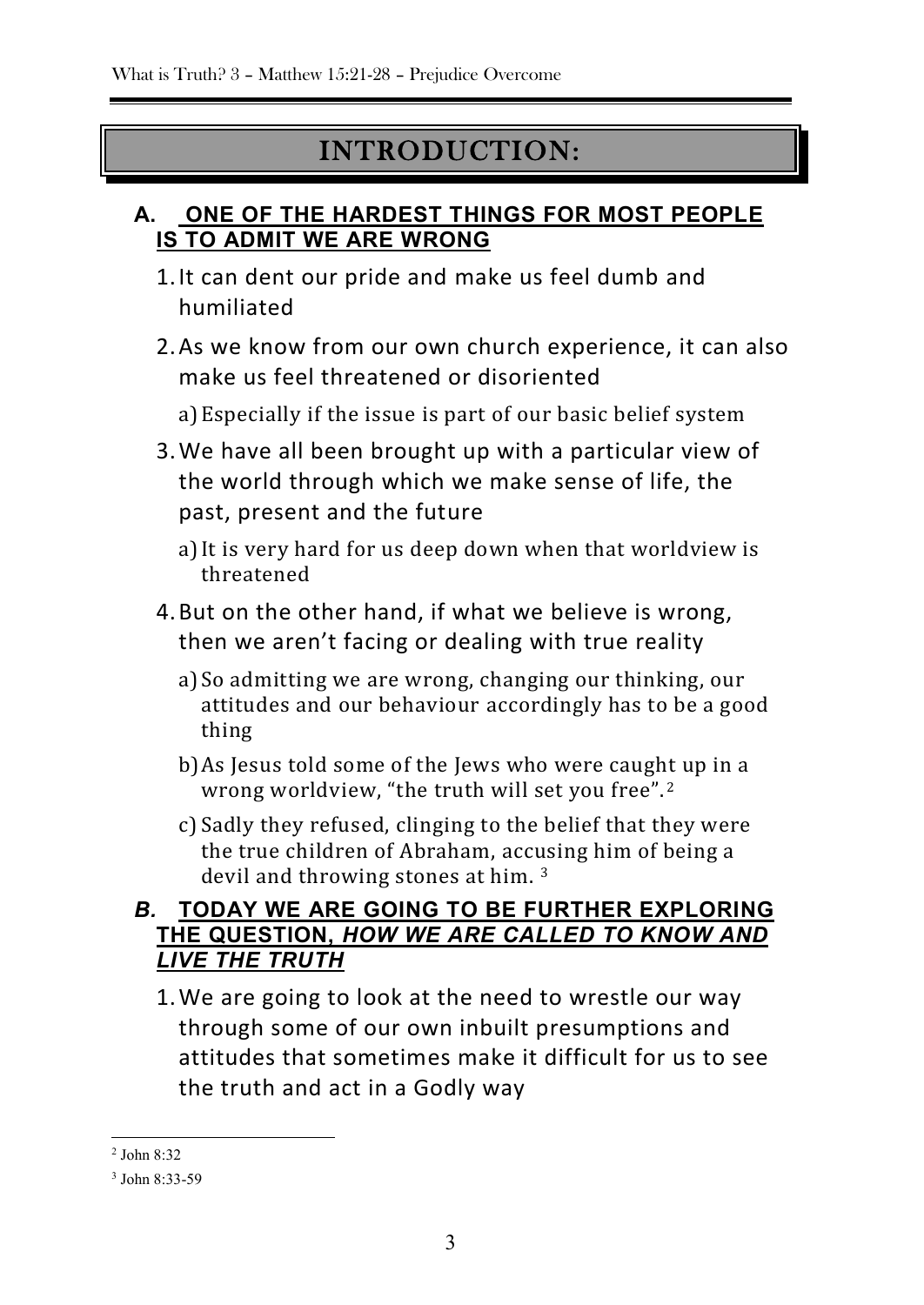# INTRODUCTION:

**A. <u>ONE OF THE HARDEST THINGS FOR MOST PEOPLE IS TO ADMIT WE ARE WRONG</u>**

1. It can dent our pride and make us feel dumb and humiliated
2. As we know from our own church experience, it can also make us feel threatened or disoriented
   a) Especially if the issue is part of our basic belief system
3. We have all been brought up with a particular view of the world through which we make sense of life, the past, present and the future
   a) It is very hard for us deep down when that worldview is threatened
4. But on the other hand, if what we believe is wrong, then we aren't facing or dealing with true reality
   a) So admitting we are wrong, changing our thinking, our attitudes and our behaviour accordingly has to be a good thing
   b) As Jesus told some of the Jews who were caught up in a wrong worldview, "the truth will set you free".[2]
   c) Sadly they refused, clinging to the belief that they were the true children of Abraham, accusing him of being a devil and throwing stones at him. [3]

***B.*** **<u>TODAY WE ARE GOING TO BE FURTHER EXPLORING THE QUESTION, *HOW WE ARE CALLED TO KNOW AND LIVE THE TRUTH*</u>**

1. We are going to look at the need to wrestle our way through some of our own inbuilt presumptions and attitudes that sometimes make it difficult for us to see the truth and act in a Godly way

---

[2] John 8:32

[3] John 8:33-59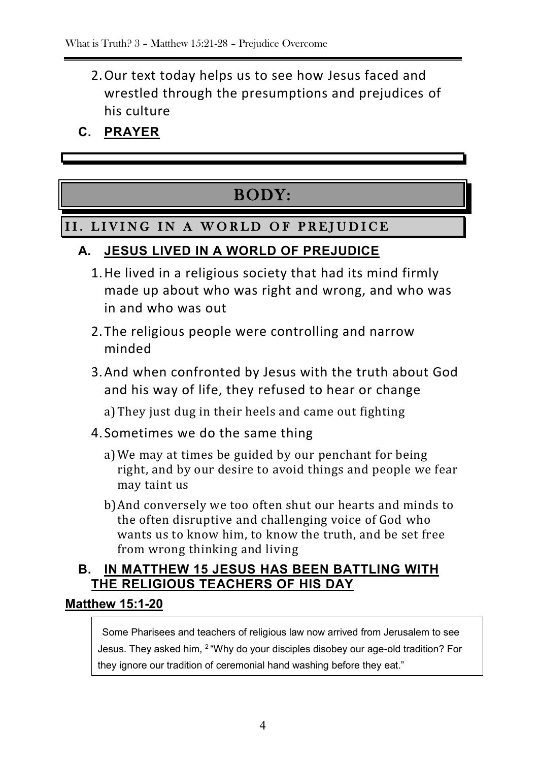2. Our text today helps us to see how Jesus faced and wrestled through the presumptions and prejudices of his culture

**C. PRAYER**

# BODY:

## II. LIVING IN A WORLD OF PREJUDICE

### A. JESUS LIVED IN A WORLD OF PREJUDICE

1. He lived in a religious society that had its mind firmly made up about who was right and wrong, and who was in and who was out
2. The religious people were controlling and narrow minded
3. And when confronted by Jesus with the truth about God and his way of life, they refused to hear or change
   a) They just dug in their heels and came out fighting
4. Sometimes we do the same thing
   a) We may at times be guided by our penchant for being right, and by our desire to avoid things and people we fear may taint us
   b) And conversely we too often shut our hearts and minds to the often disruptive and challenging voice of God who wants us to know him, to know the truth, and be set free from wrong thinking and living

### B. IN MATTHEW 15 JESUS HAS BEEN BATTLING WITH THE RELIGIOUS TEACHERS OF HIS DAY

**Matthew 15:1-20**

> Some Pharisees and teachers of religious law now arrived from Jerusalem to see Jesus. They asked him, [2] "Why do your disciples disobey our age-old tradition? For they ignore our tradition of ceremonial hand washing before they eat."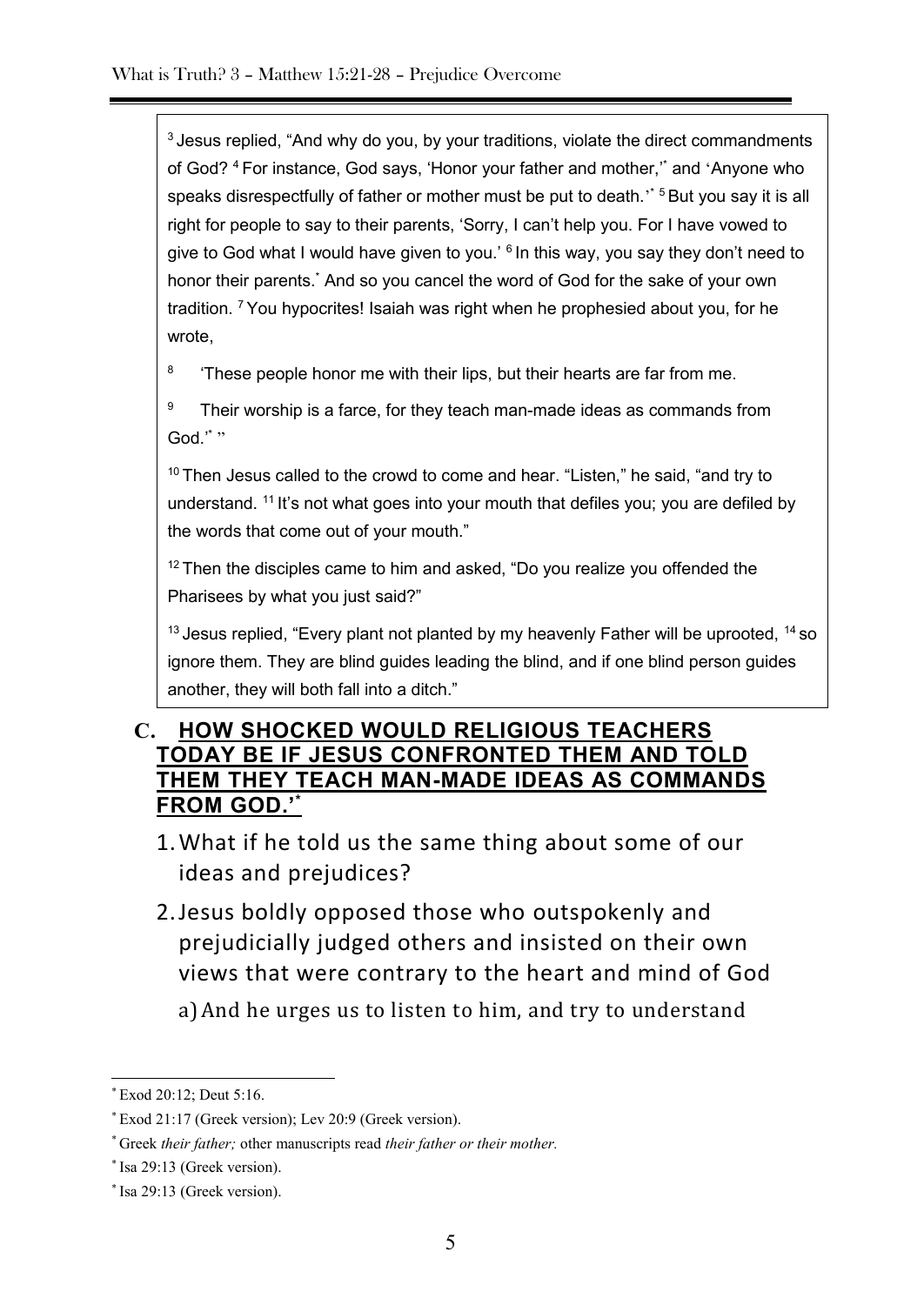[3] Jesus replied, "And why do you, by your traditions, violate the direct commandments of God? [4] For instance, God says, 'Honor your father and mother,'[*] and 'Anyone who speaks disrespectfully of father or mother must be put to death.'[*] [5] But you say it is all right for people to say to their parents, 'Sorry, I can't help you. For I have vowed to give to God what I would have given to you.' [6] In this way, you say they don't need to honor their parents.[*] And so you cancel the word of God for the sake of your own tradition. [7] You hypocrites! Isaiah was right when he prophesied about you, for he wrote,

[8] 'These people honor me with their lips, but their hearts are far from me.

[9] Their worship is a farce, for they teach man-made ideas as commands from God.'[*] "

[10] Then Jesus called to the crowd to come and hear. "Listen," he said, "and try to understand. [11] It's not what goes into your mouth that defiles you; you are defiled by the words that come out of your mouth."

[12] Then the disciples came to him and asked, "Do you realize you offended the Pharisees by what you just said?"

[13] Jesus replied, "Every plant not planted by my heavenly Father will be uprooted, [14] so ignore them. They are blind guides leading the blind, and if one blind person guides another, they will both fall into a ditch."

## C. HOW SHOCKED WOULD RELIGIOUS TEACHERS TODAY BE IF JESUS CONFRONTED THEM AND TOLD THEM THEY TEACH MAN-MADE IDEAS AS COMMANDS FROM GOD.'[*]

1. What if he told us the same thing about some of our ideas and prejudices?
2. Jesus boldly opposed those who outspokenly and prejudicially judged others and insisted on their own views that were contrary to the heart and mind of God
   a) And he urges us to listen to him, and try to understand

---

[*] Exod 20:12; Deut 5:16.

[*] Exod 21:17 (Greek version); Lev 20:9 (Greek version).

[*] Greek *their father;* other manuscripts read *their father or their mother.*

[*] Isa 29:13 (Greek version).

[*] Isa 29:13 (Greek version).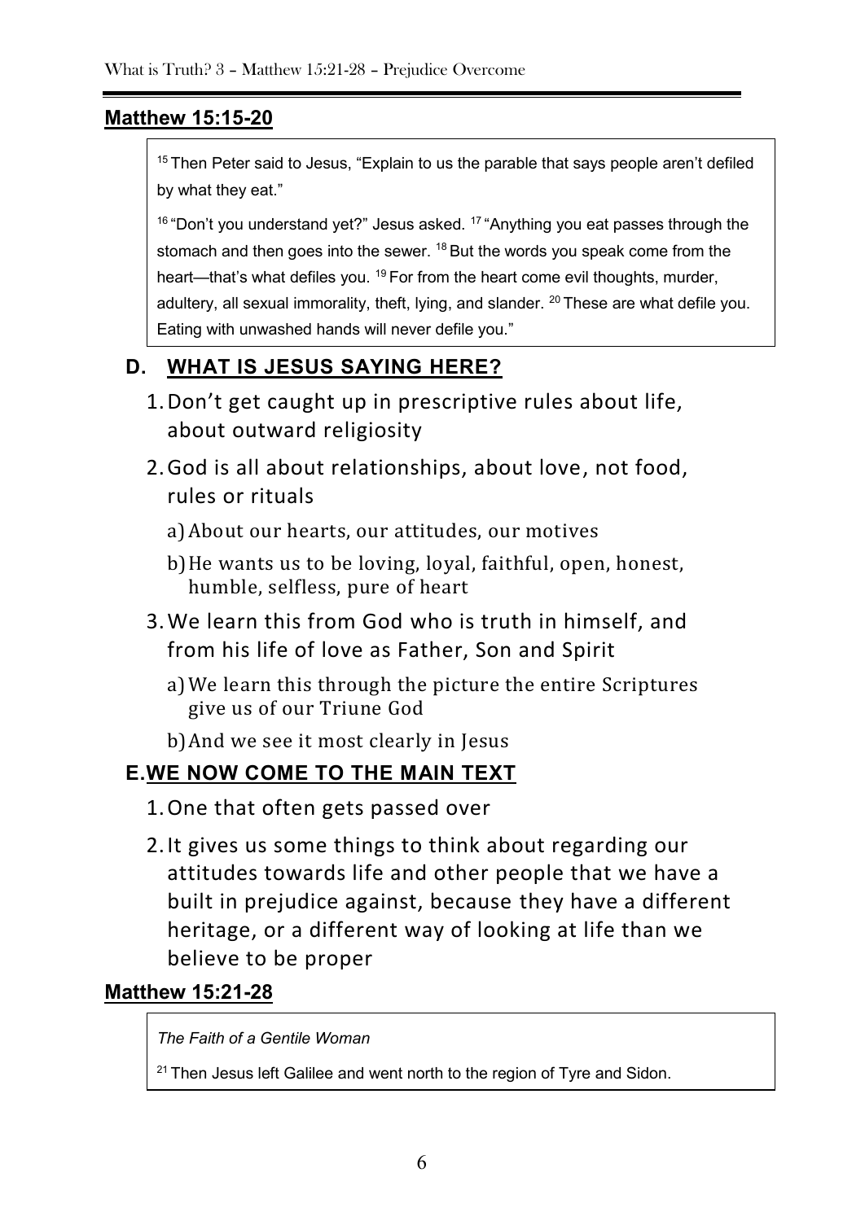## Matthew 15:15-20

> [15] Then Peter said to Jesus, "Explain to us the parable that says people aren't defiled by what they eat."
>
> [16] "Don't you understand yet?" Jesus asked. [17] "Anything you eat passes through the stomach and then goes into the sewer. [18] But the words you speak come from the heart—that's what defiles you. [19] For from the heart come evil thoughts, murder, adultery, all sexual immorality, theft, lying, and slander. [20] These are what defile you. Eating with unwashed hands will never defile you."

### D. WHAT IS JESUS SAYING HERE?

1. Don't get caught up in prescriptive rules about life, about outward religiosity
2. God is all about relationships, about love, not food, rules or rituals
   a) About our hearts, our attitudes, our motives
   b) He wants us to be loving, loyal, faithful, open, honest, humble, selfless, pure of heart
3. We learn this from God who is truth in himself, and from his life of love as Father, Son and Spirit
   a) We learn this through the picture the entire Scriptures give us of our Triune God
   b) And we see it most clearly in Jesus

### E. WE NOW COME TO THE MAIN TEXT

1. One that often gets passed over
2. It gives us some things to think about regarding our attitudes towards life and other people that we have a built in prejudice against, because they have a different heritage, or a different way of looking at life than we believe to be proper

## Matthew 15:21-28

> *The Faith of a Gentile Woman*
>
> [21] Then Jesus left Galilee and went north to the region of Tyre and Sidon.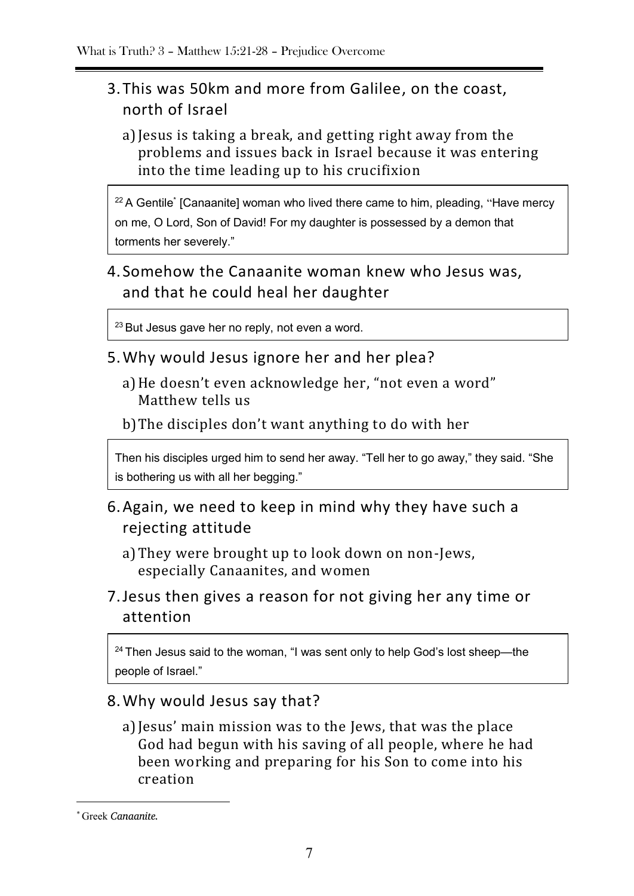3. This was 50km and more from Galilee, on the coast, north of Israel

   a) Jesus is taking a break, and getting right away from the problems and issues back in Israel because it was entering into the time leading up to his crucifixion

> [22] A Gentile* [Canaanite] woman who lived there came to him, pleading, "Have mercy on me, O Lord, Son of David! For my daughter is possessed by a demon that torments her severely."

4. Somehow the Canaanite woman knew who Jesus was, and that he could heal her daughter

> [23] But Jesus gave her no reply, not even a word.

5. Why would Jesus ignore her and her plea?

   a) He doesn't even acknowledge her, "not even a word" Matthew tells us

   b) The disciples don't want anything to do with her

> Then his disciples urged him to send her away. "Tell her to go away," they said. "She is bothering us with all her begging."

6. Again, we need to keep in mind why they have such a rejecting attitude

   a) They were brought up to look down on non-Jews, especially Canaanites, and women

7. Jesus then gives a reason for not giving her any time or attention

> [24] Then Jesus said to the woman, "I was sent only to help God's lost sheep—the people of Israel."

8. Why would Jesus say that?

   a) Jesus' main mission was to the Jews, that was the place God had begun with his saving of all people, where he had been working and preparing for his Son to come into his creation

---

* Greek *Canaanite.*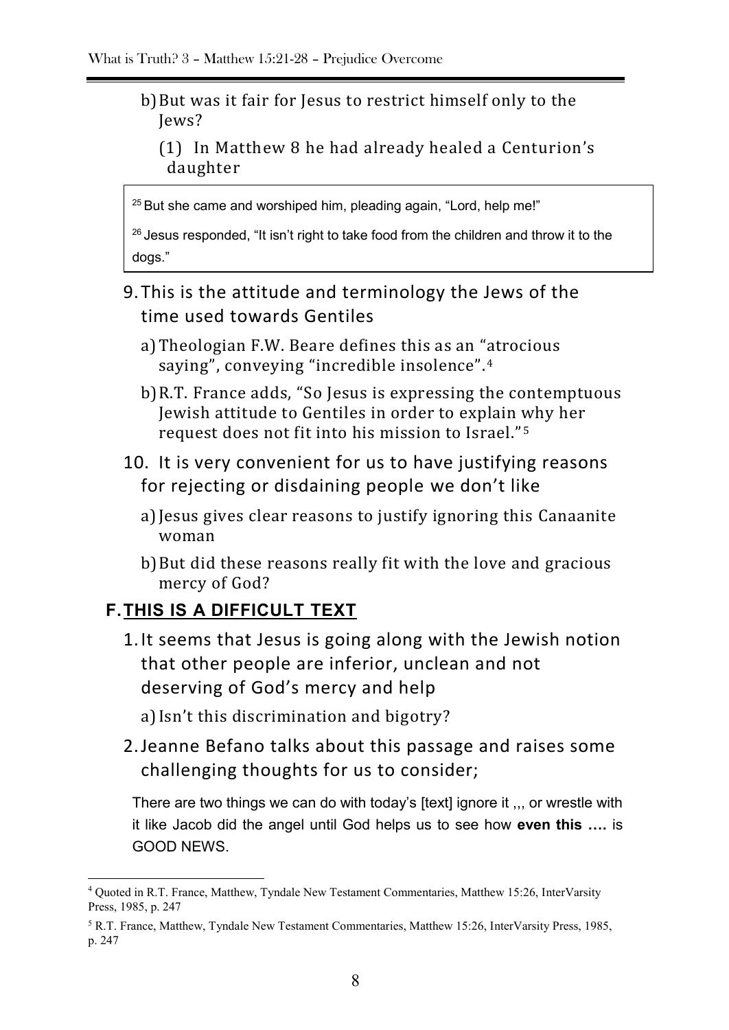b) But was it fair for Jesus to restrict himself only to the Jews?

(1) In Matthew 8 he had already healed a Centurion's daughter

> [25] But she came and worshiped him, pleading again, "Lord, help me!"
>
> [26] Jesus responded, "It isn't right to take food from the children and throw it to the dogs."

9. This is the attitude and terminology the Jews of the time used towards Gentiles

   a) Theologian F.W. Beare defines this as an "atrocious saying", conveying "incredible insolence".[4]

   b) R.T. France adds, "So Jesus is expressing the contemptuous Jewish attitude to Gentiles in order to explain why her request does not fit into his mission to Israel."[5]

10. It is very convenient for us to have justifying reasons for rejecting or disdaining people we don't like

    a) Jesus gives clear reasons to justify ignoring this Canaanite woman

    b) But did these reasons really fit with the love and gracious mercy of God?

## F. THIS IS A DIFFICULT TEXT

1. It seems that Jesus is going along with the Jewish notion that other people are inferior, unclean and not deserving of God's mercy and help

   a) Isn't this discrimination and bigotry?

2. Jeanne Befano talks about this passage and raises some challenging thoughts for us to consider;

> There are two things we can do with today's [text] ignore it ,,, or wrestle with it like Jacob did the angel until God helps us to see how **even this ….** is GOOD NEWS.

---

[4] Quoted in R.T. France, Matthew, Tyndale New Testament Commentaries, Matthew 15:26, InterVarsity Press, 1985, p. 247

[5] R.T. France, Matthew, Tyndale New Testament Commentaries, Matthew 15:26, InterVarsity Press, 1985, p. 247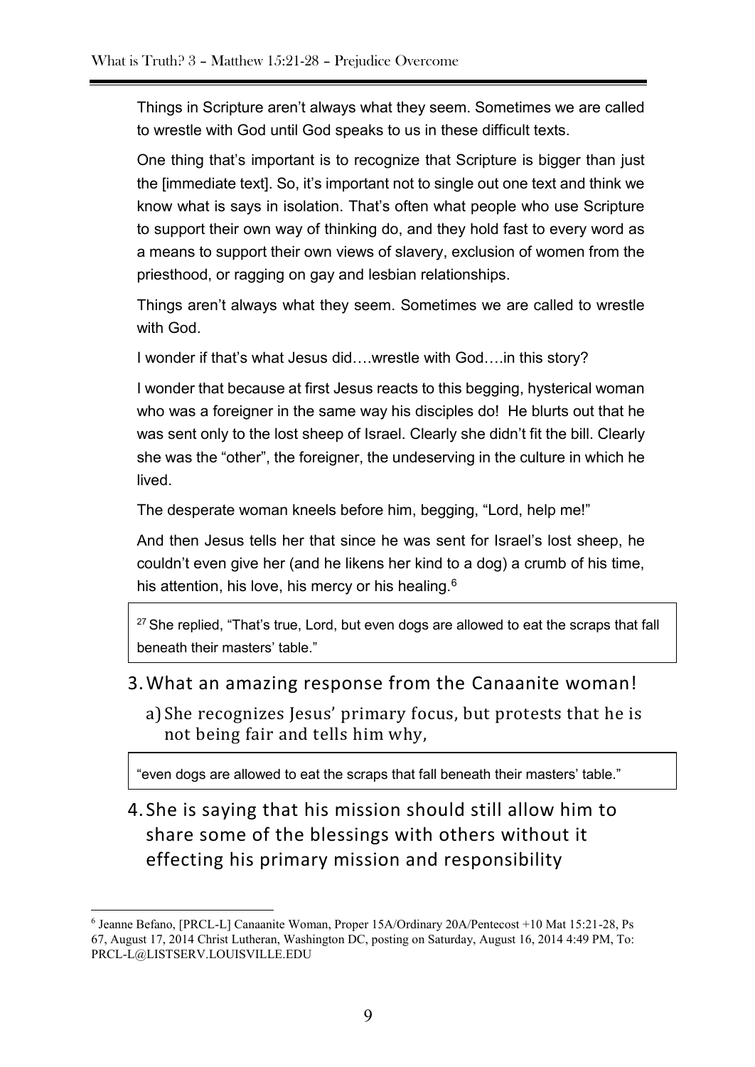Things in Scripture aren't always what they seem. Sometimes we are called to wrestle with God until God speaks to us in these difficult texts.

One thing that's important is to recognize that Scripture is bigger than just the [immediate text]. So, it's important not to single out one text and think we know what is says in isolation. That's often what people who use Scripture to support their own way of thinking do, and they hold fast to every word as a means to support their own views of slavery, exclusion of women from the priesthood, or ragging on gay and lesbian relationships.

Things aren't always what they seem. Sometimes we are called to wrestle with God.

I wonder if that's what Jesus did….wrestle with God….in this story?

I wonder that because at first Jesus reacts to this begging, hysterical woman who was a foreigner in the same way his disciples do! He blurts out that he was sent only to the lost sheep of Israel. Clearly she didn't fit the bill. Clearly she was the "other", the foreigner, the undeserving in the culture in which he lived.

The desperate woman kneels before him, begging, "Lord, help me!"

And then Jesus tells her that since he was sent for Israel's lost sheep, he couldn't even give her (and he likens her kind to a dog) a crumb of his time, his attention, his love, his mercy or his healing.[6]

> [27] She replied, "That's true, Lord, but even dogs are allowed to eat the scraps that fall beneath their masters' table."

3. What an amazing response from the Canaanite woman!
   a) She recognizes Jesus' primary focus, but protests that he is not being fair and tells him why,

> "even dogs are allowed to eat the scraps that fall beneath their masters' table."

4. She is saying that his mission should still allow him to share some of the blessings with others without it effecting his primary mission and responsibility

---

[6] Jeanne Befano, [PRCL-L] Canaanite Woman, Proper 15A/Ordinary 20A/Pentecost +10 Mat 15:21-28, Ps 67, August 17, 2014 Christ Lutheran, Washington DC, posting on Saturday, August 16, 2014 4:49 PM, To: PRCL-L@LISTSERV.LOUISVILLE.EDU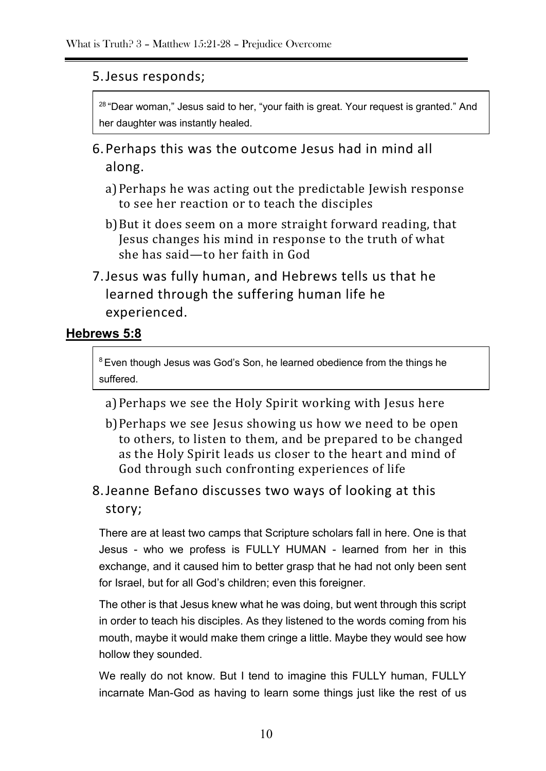5. Jesus responds;

> [28] "Dear woman," Jesus said to her, "your faith is great. Your request is granted." And her daughter was instantly healed.

6. Perhaps this was the outcome Jesus had in mind all along.
    a) Perhaps he was acting out the predictable Jewish response to see her reaction or to teach the disciples
    b) But it does seem on a more straight forward reading, that Jesus changes his mind in response to the truth of what she has said—to her faith in God
7. Jesus was fully human, and Hebrews tells us that he learned through the suffering human life he experienced.

**Hebrews 5:8**

> [8] Even though Jesus was God's Son, he learned obedience from the things he suffered.

    a) Perhaps we see the Holy Spirit working with Jesus here
    b) Perhaps we see Jesus showing us how we need to be open to others, to listen to them, and be prepared to be changed as the Holy Spirit leads us closer to the heart and mind of God through such confronting experiences of life

8. Jeanne Befano discusses two ways of looking at this story;

There are at least two camps that Scripture scholars fall in here. One is that Jesus - who we profess is FULLY HUMAN - learned from her in this exchange, and it caused him to better grasp that he had not only been sent for Israel, but for all God's children; even this foreigner.

The other is that Jesus knew what he was doing, but went through this script in order to teach his disciples. As they listened to the words coming from his mouth, maybe it would make them cringe a little. Maybe they would see how hollow they sounded.

We really do not know. But I tend to imagine this FULLY human, FULLY incarnate Man-God as having to learn some things just like the rest of us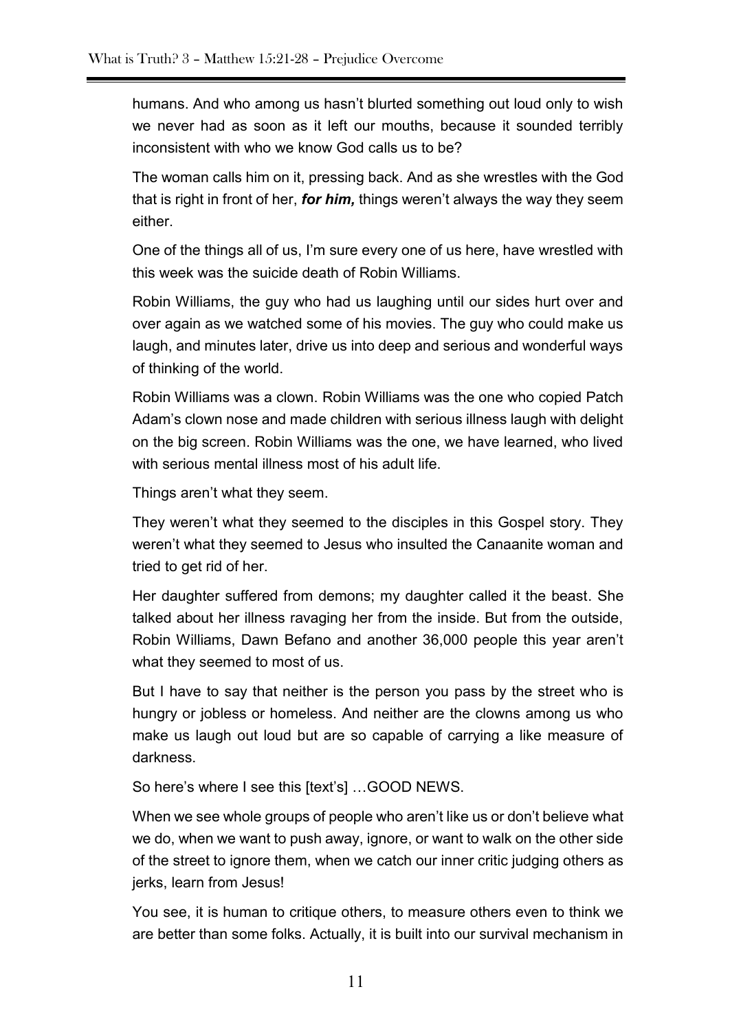humans. And who among us hasn't blurted something out loud only to wish we never had as soon as it left our mouths, because it sounded terribly inconsistent with who we know God calls us to be?

The woman calls him on it, pressing back. And as she wrestles with the God that is right in front of her, ***for him,*** things weren't always the way they seem either.

One of the things all of us, I'm sure every one of us here, have wrestled with this week was the suicide death of Robin Williams.

Robin Williams, the guy who had us laughing until our sides hurt over and over again as we watched some of his movies. The guy who could make us laugh, and minutes later, drive us into deep and serious and wonderful ways of thinking of the world.

Robin Williams was a clown. Robin Williams was the one who copied Patch Adam's clown nose and made children with serious illness laugh with delight on the big screen. Robin Williams was the one, we have learned, who lived with serious mental illness most of his adult life.

Things aren't what they seem.

They weren't what they seemed to the disciples in this Gospel story. They weren't what they seemed to Jesus who insulted the Canaanite woman and tried to get rid of her.

Her daughter suffered from demons; my daughter called it the beast. She talked about her illness ravaging her from the inside. But from the outside, Robin Williams, Dawn Befano and another 36,000 people this year aren't what they seemed to most of us.

But I have to say that neither is the person you pass by the street who is hungry or jobless or homeless. And neither are the clowns among us who make us laugh out loud but are so capable of carrying a like measure of darkness.

So here's where I see this [text's] …GOOD NEWS.

When we see whole groups of people who aren't like us or don't believe what we do, when we want to push away, ignore, or want to walk on the other side of the street to ignore them, when we catch our inner critic judging others as jerks, learn from Jesus!

You see, it is human to critique others, to measure others even to think we are better than some folks. Actually, it is built into our survival mechanism in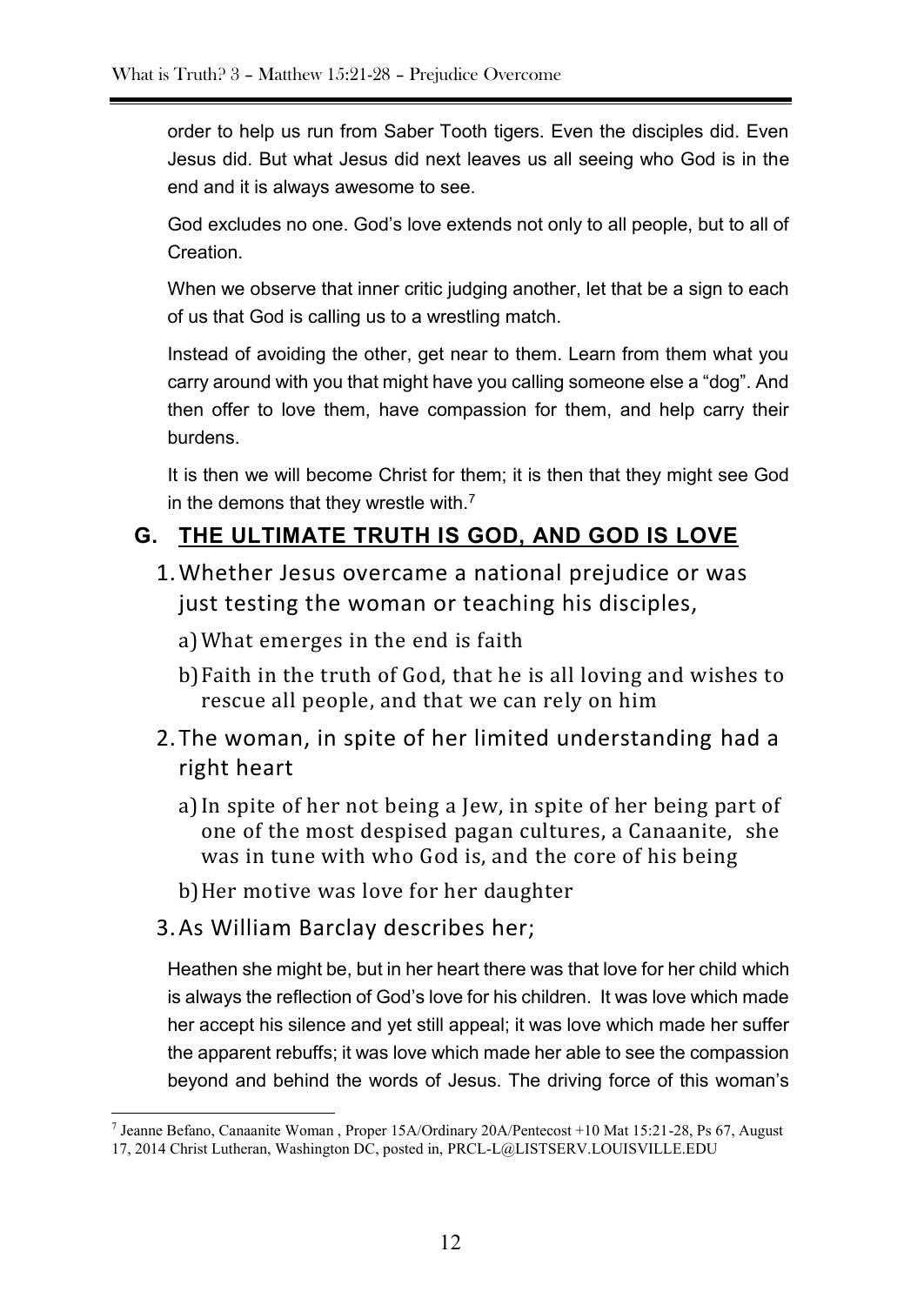order to help us run from Saber Tooth tigers. Even the disciples did. Even Jesus did. But what Jesus did next leaves us all seeing who God is in the end and it is always awesome to see.

God excludes no one. God's love extends not only to all people, but to all of Creation.

When we observe that inner critic judging another, let that be a sign to each of us that God is calling us to a wrestling match.

Instead of avoiding the other, get near to them. Learn from them what you carry around with you that might have you calling someone else a "dog". And then offer to love them, have compassion for them, and help carry their burdens.

It is then we will become Christ for them; it is then that they might see God in the demons that they wrestle with.[7]

## G. THE ULTIMATE TRUTH IS GOD, AND GOD IS LOVE

1. Whether Jesus overcame a national prejudice or was just testing the woman or teaching his disciples,
   a) What emerges in the end is faith
   b) Faith in the truth of God, that he is all loving and wishes to rescue all people, and that we can rely on him
2. The woman, in spite of her limited understanding had a right heart
   a) In spite of her not being a Jew, in spite of her being part of one of the most despised pagan cultures, a Canaanite, she was in tune with who God is, and the core of his being
   b) Her motive was love for her daughter
3. As William Barclay describes her;

Heathen she might be, but in her heart there was that love for her child which is always the reflection of God's love for his children. It was love which made her accept his silence and yet still appeal; it was love which made her suffer the apparent rebuffs; it was love which made her able to see the compassion beyond and behind the words of Jesus. The driving force of this woman's

---

[7] Jeanne Befano, Canaanite Woman , Proper 15A/Ordinary 20A/Pentecost +10 Mat 15:21-28, Ps 67, August 17, 2014 Christ Lutheran, Washington DC, posted in, PRCL-L@LISTSERV.LOUISVILLE.EDU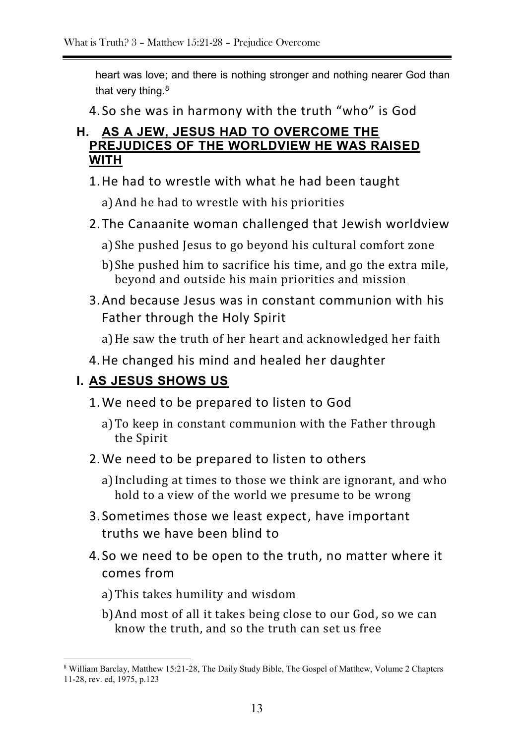heart was love; and there is nothing stronger and nothing nearer God than that very thing.[8]

4. So she was in harmony with the truth "who" is God

## H. AS A JEW, JESUS HAD TO OVERCOME THE PREJUDICES OF THE WORLDVIEW HE WAS RAISED WITH

1. He had to wrestle with what he had been taught
   a) And he had to wrestle with his priorities
2. The Canaanite woman challenged that Jewish worldview
   a) She pushed Jesus to go beyond his cultural comfort zone
   b) She pushed him to sacrifice his time, and go the extra mile, beyond and outside his main priorities and mission
3. And because Jesus was in constant communion with his Father through the Holy Spirit
   a) He saw the truth of her heart and acknowledged her faith
4. He changed his mind and healed her daughter

## I. AS JESUS SHOWS US

1. We need to be prepared to listen to God
   a) To keep in constant communion with the Father through the Spirit
2. We need to be prepared to listen to others
   a) Including at times to those we think are ignorant, and who hold to a view of the world we presume to be wrong
3. Sometimes those we least expect, have important truths we have been blind to
4. So we need to be open to the truth, no matter where it comes from
   a) This takes humility and wisdom
   b) And most of all it takes being close to our God, so we can know the truth, and so the truth can set us free

---

[8] William Barclay, Matthew 15:21-28, The Daily Study Bible, The Gospel of Matthew, Volume 2 Chapters 11-28, rev. ed, 1975, p.123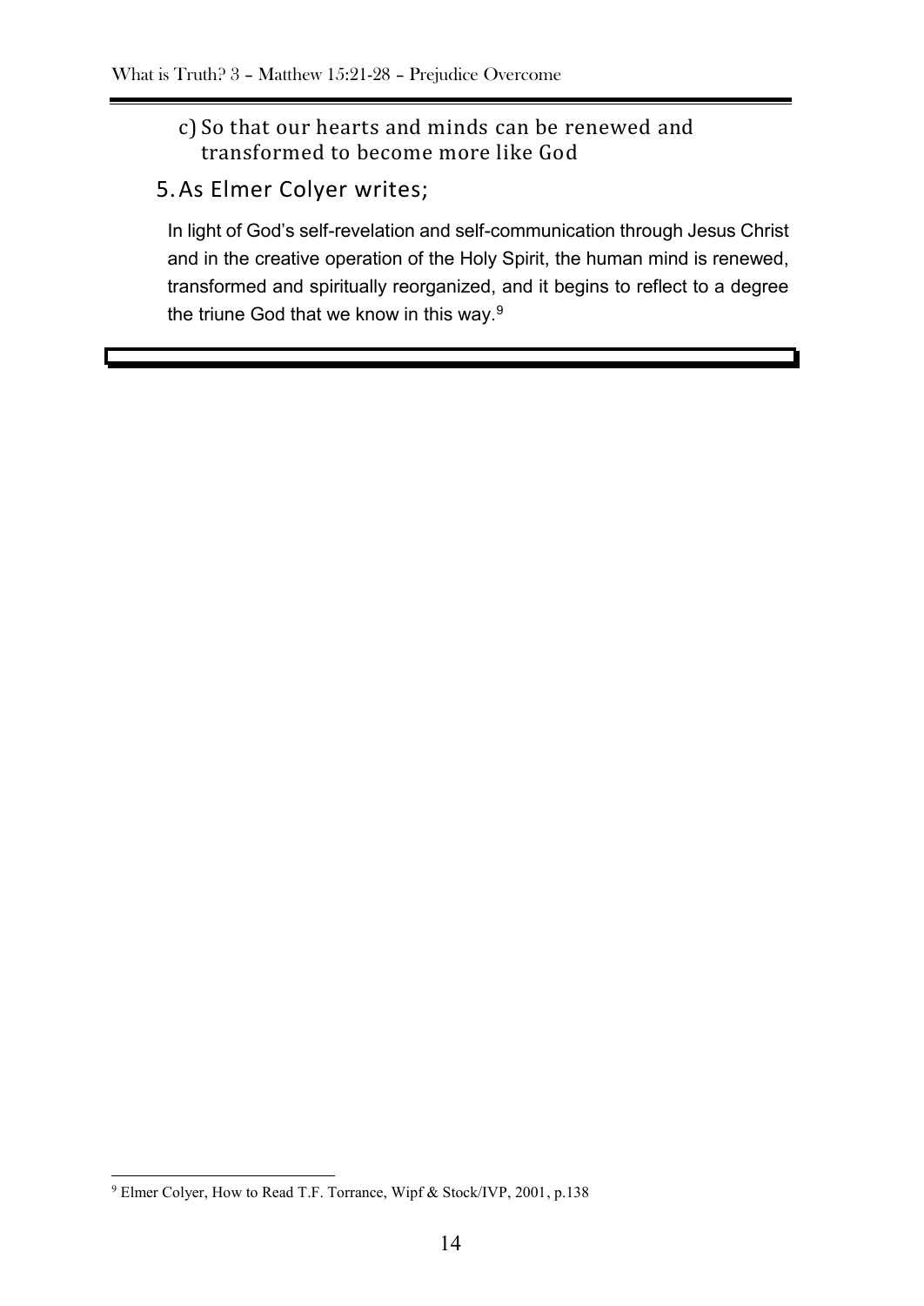c) So that our hearts and minds can be renewed and transformed to become more like God

5. As Elmer Colyer writes;

> In light of God's self-revelation and self-communication through Jesus Christ and in the creative operation of the Holy Spirit, the human mind is renewed, transformed and spiritually reorganized, and it begins to reflect to a degree the triune God that we know in this way.[9]

---

[9] Elmer Colyer, How to Read T.F. Torrance, Wipf & Stock/IVP, 2001, p.138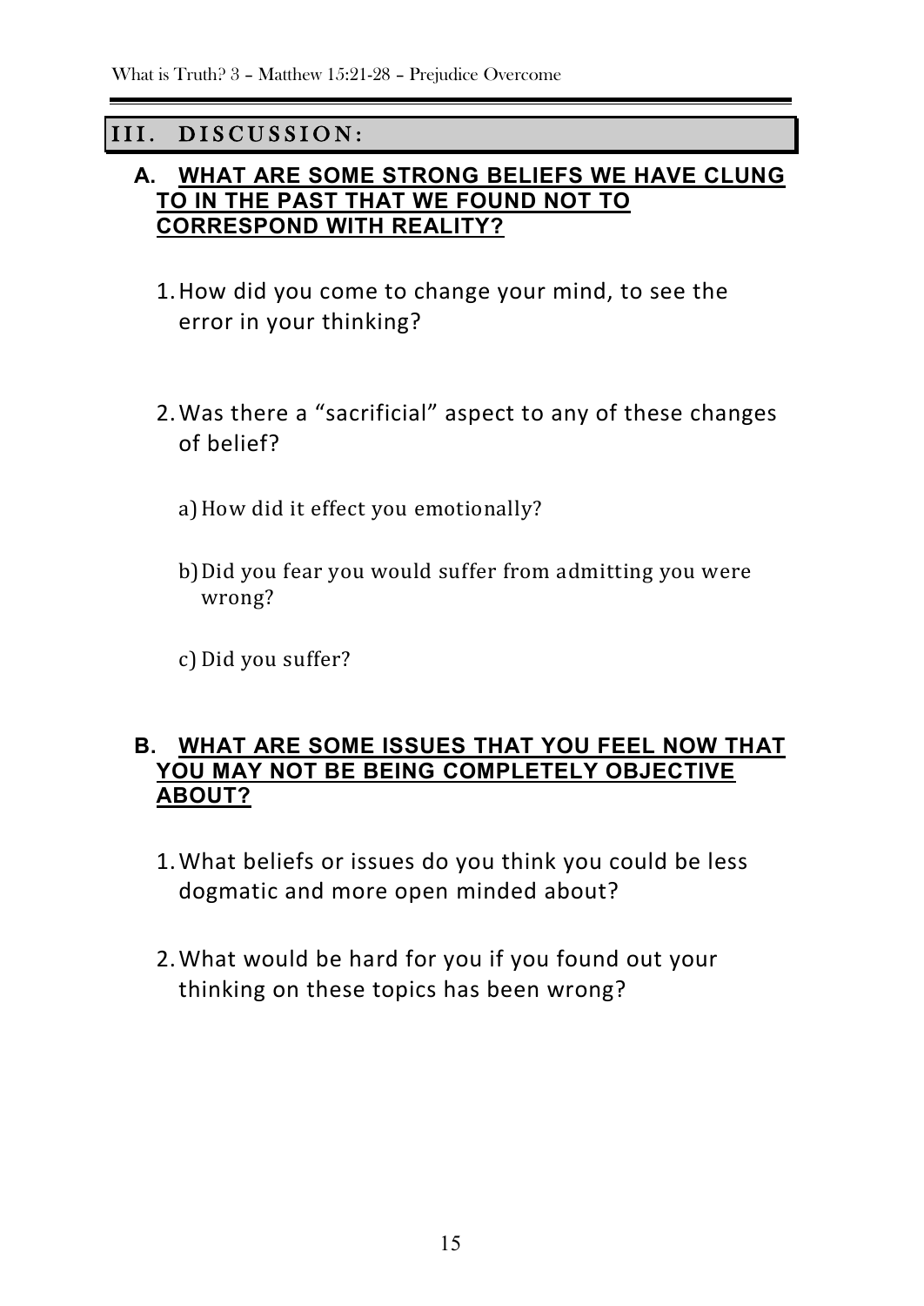## III. DISCUSSION:

### A. WHAT ARE SOME STRONG BELIEFS WE HAVE CLUNG TO IN THE PAST THAT WE FOUND NOT TO CORRESPOND WITH REALITY?

1. How did you come to change your mind, to see the error in your thinking?

2. Was there a "sacrificial" aspect to any of these changes of belief?

   a) How did it effect you emotionally?

   b) Did you fear you would suffer from admitting you were wrong?

   c) Did you suffer?

### B. WHAT ARE SOME ISSUES THAT YOU FEEL NOW THAT YOU MAY NOT BE BEING COMPLETELY OBJECTIVE ABOUT?

1. What beliefs or issues do you think you could be less dogmatic and more open minded about?

2. What would be hard for you if you found out your thinking on these topics has been wrong?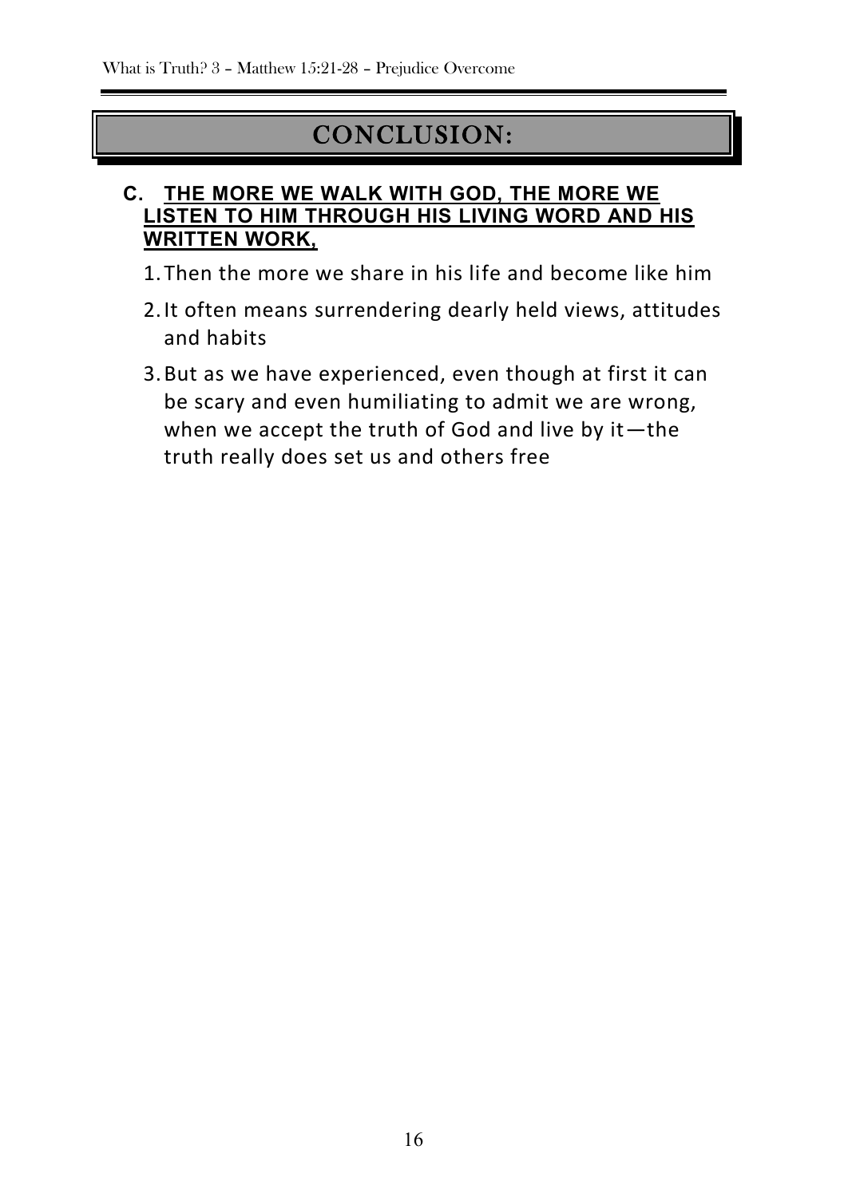# CONCLUSION:

**C. <u>THE MORE WE WALK WITH GOD, THE MORE WE LISTEN TO HIM THROUGH HIS LIVING WORD AND HIS WRITTEN WORK,</u>**

1. Then the more we share in his life and become like him
2. It often means surrendering dearly held views, attitudes and habits
3. But as we have experienced, even though at first it can be scary and even humiliating to admit we are wrong, when we accept the truth of God and live by it—the truth really does set us and others free